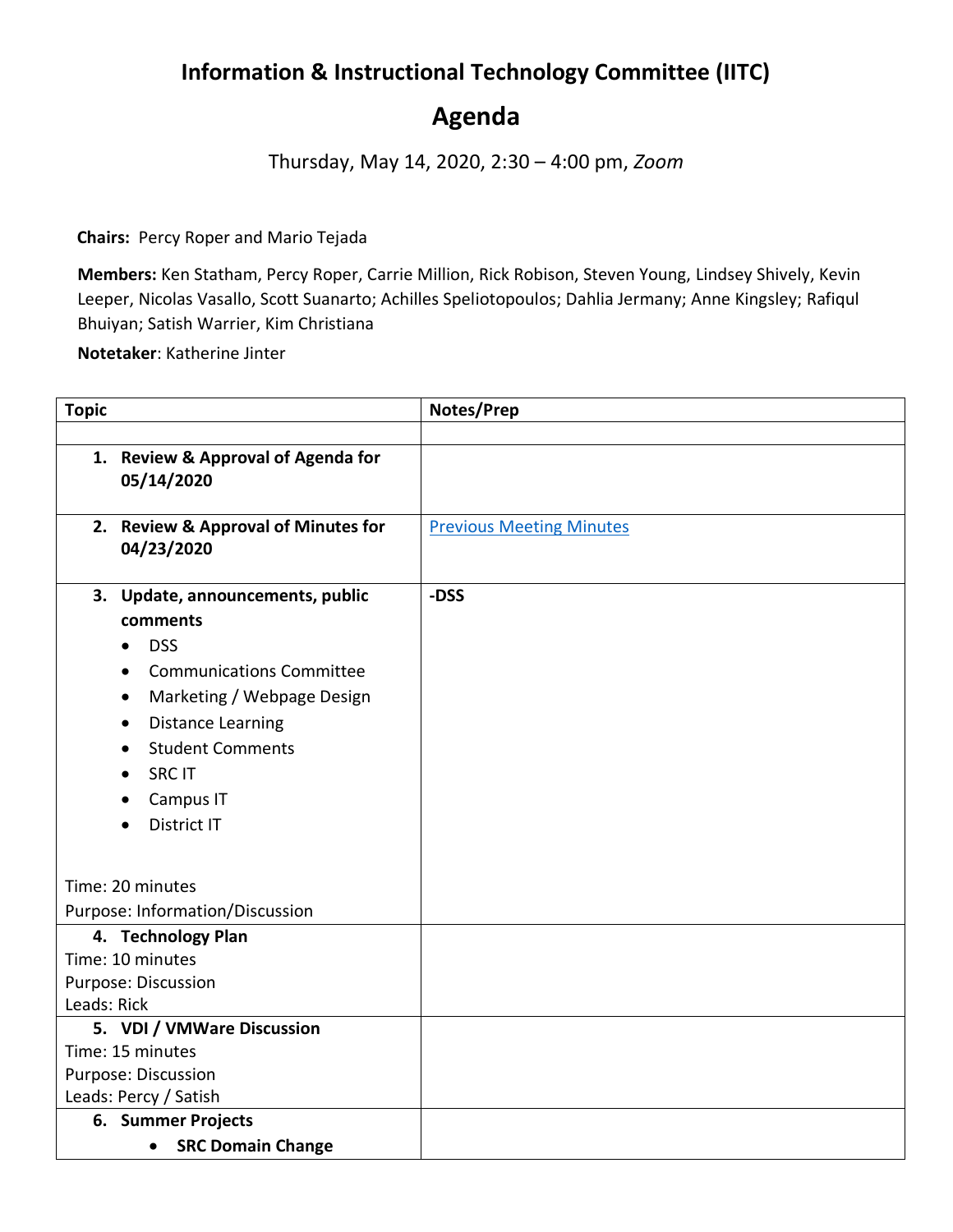# Information & Instructional Technology Committee (IITC)

# Agenda

Thursday, May 14, 2020, 2:30 – 4:00 pm, *Zoom*

**Chairs:** Percy Roper and Mario Tejada

**Members:** Ken Statham, Percy Roper, Carrie Million, Rick Robison, Steven Young, Lindsey Shively, Kevin Leeper, Nicolas Vasallo, Scott Suanarto; Achilles Speliotopoulos; Dahlia Jermany; Anne Kingsley; Rafiqul Bhuiyan; Satish Warrier, Kim Christiana

**Notetaker**: Katherine Jinter

| Topic | Notes/Prep |
| --- | --- |
| | |
| **1. Review & Approval of Agenda for 05/14/2020** | |
| **2. Review & Approval of Minutes for 04/23/2020** | Previous Meeting Minutes |
| **3. Update, announcements, public comments**<br>• DSS<br>• Communications Committee<br>• Marketing / Webpage Design<br>• Distance Learning<br>• Student Comments<br>• SRC IT<br>• Campus IT<br>• District IT<br><br>Time: 20 minutes<br>Purpose: Information/Discussion | **-DSS** |
| **4. Technology Plan**<br>Time: 10 minutes<br>Purpose: Discussion<br>Leads: Rick | |
| **5. VDI / VMWare Discussion**<br>Time: 15 minutes<br>Purpose: Discussion<br>Leads: Percy / Satish | |
| **6. Summer Projects**<br>• **SRC Domain Change** | |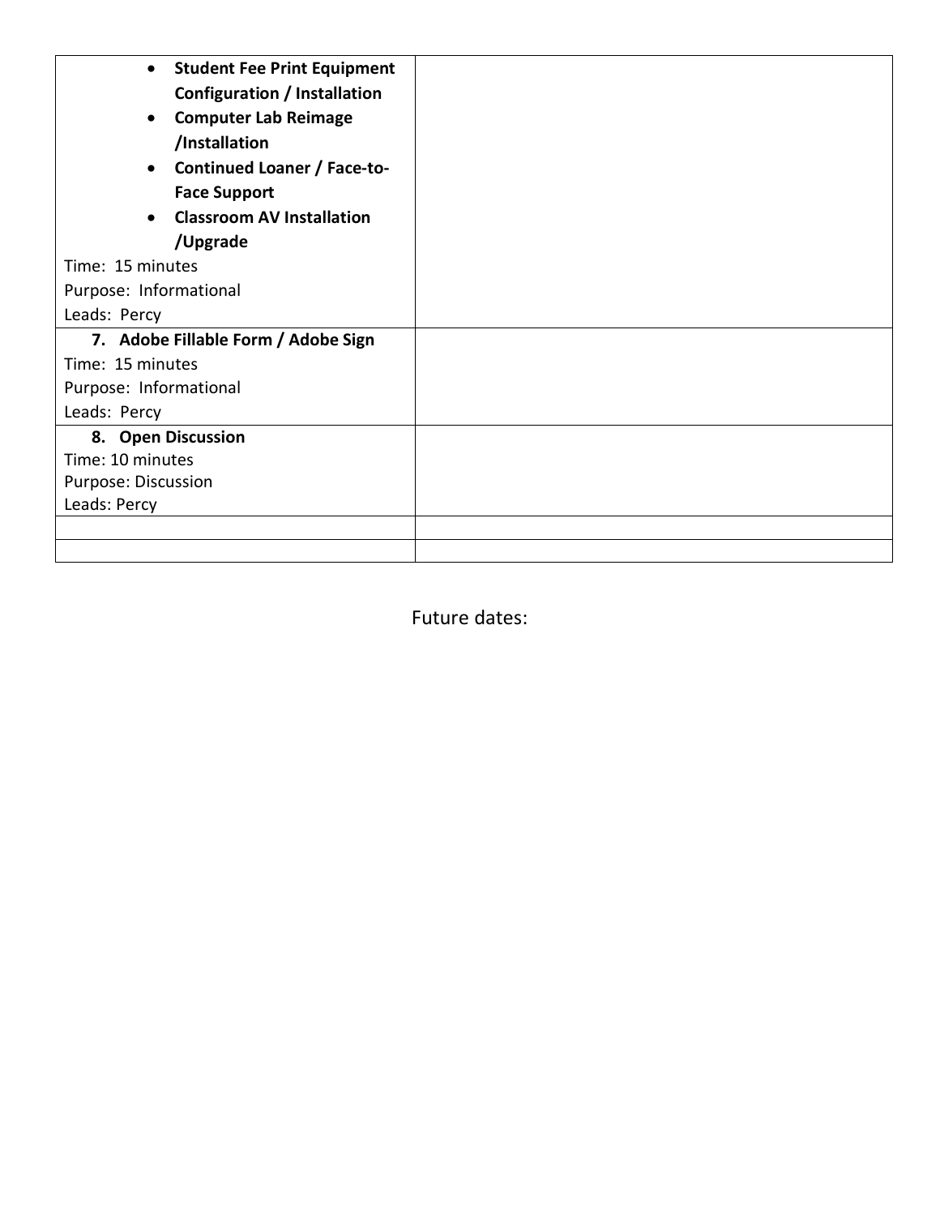| | |
|---|---|
| • **Student Fee Print Equipment Configuration / Installation**<br>• **Computer Lab Reimage /Installation**<br>• **Continued Loaner / Face-to-Face Support**<br>• **Classroom AV Installation /Upgrade**<br>Time: 15 minutes<br>Purpose: Informational<br>Leads: Percy | |
| **7. Adobe Fillable Form / Adobe Sign**<br>Time: 15 minutes<br>Purpose: Informational<br>Leads: Percy | |
| **8. Open Discussion**<br>Time: 10 minutes<br>Purpose: Discussion<br>Leads: Percy | |
| | |
| | |

Future dates: